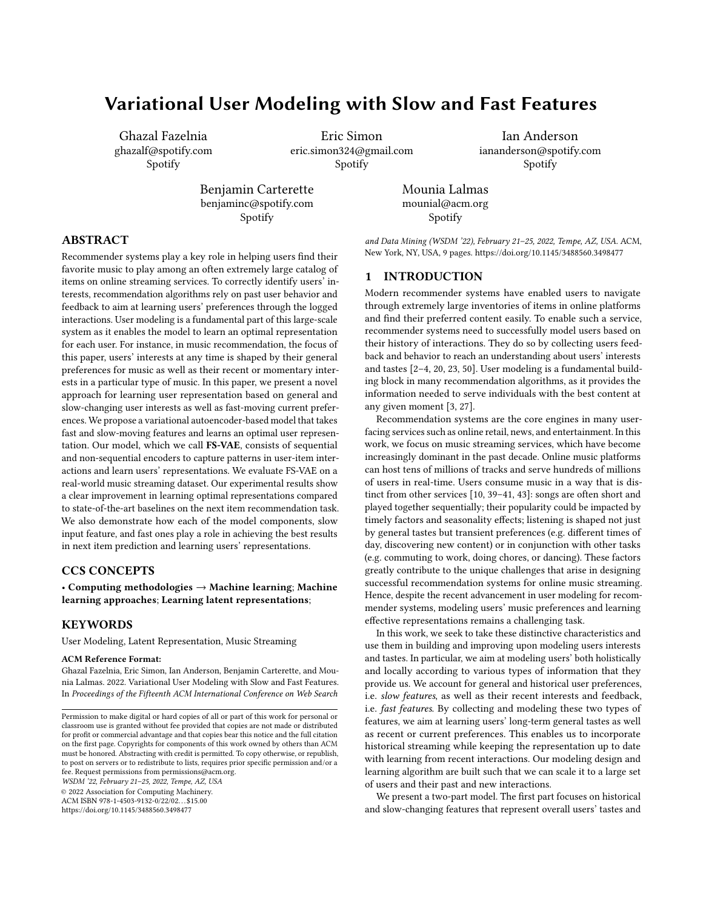# Variational User Modeling with Slow and Fast Features

Ghazal Fazelnia
ghazalf@spotify.com
Spotify

Eric Simon
eric.simon324@gmail.com
Spotify

Ian Anderson
iananderson@spotify.com
Spotify

Benjamin Carterette
benjaminc@spotify.com
Spotify

Mounia Lalmas
mounial@acm.org
Spotify

## ABSTRACT

Recommender systems play a key role in helping users find their favorite music to play among an often extremely large catalog of items on online streaming services. To correctly identify users' interests, recommendation algorithms rely on past user behavior and feedback to aim at learning users' preferences through the logged interactions. User modeling is a fundamental part of this large-scale system as it enables the model to learn an optimal representation for each user. For instance, in music recommendation, the focus of this paper, users' interests at any time is shaped by their general preferences for music as well as their recent or momentary interests in a particular type of music. In this paper, we present a novel approach for learning user representation based on general and slow-changing user interests as well as fast-moving current preferences. We propose a variational autoencoder-based model that takes fast and slow-moving features and learns an optimal user representation. Our model, which we call **FS-VAE**, consists of sequential and non-sequential encoders to capture patterns in user-item interactions and learn users' representations. We evaluate FS-VAE on a real-world music streaming dataset. Our experimental results show a clear improvement in learning optimal representations compared to state-of-the-art baselines on the next item recommendation task. We also demonstrate how each of the model components, slow input feature, and fast ones play a role in achieving the best results in next item prediction and learning users' representations.

## CCS CONCEPTS

• **Computing methodologies → Machine learning**; **Machine learning approaches**; **Learning latent representations**;

## KEYWORDS

User Modeling, Latent Representation, Music Streaming

**ACM Reference Format:**
Ghazal Fazelnia, Eric Simon, Ian Anderson, Benjamin Carterette, and Mounia Lalmas. 2022. Variational User Modeling with Slow and Fast Features. In *Proceedings of the Fifteenth ACM International Conference on Web Search and Data Mining (WSDM '22), February 21–25, 2022, Tempe, AZ, USA.* ACM, New York, NY, USA, 9 pages. https://doi.org/10.1145/3488560.3498477

Permission to make digital or hard copies of all or part of this work for personal or classroom use is granted without fee provided that copies are not made or distributed for profit or commercial advantage and that copies bear this notice and the full citation on the first page. Copyrights for components of this work owned by others than ACM must be honored. Abstracting with credit is permitted. To copy otherwise, or republish, to post on servers or to redistribute to lists, requires prior specific permission and/or a fee. Request permissions from permissions@acm.org.
*WSDM '22, February 21–25, 2022, Tempe, AZ, USA*
© 2022 Association for Computing Machinery.
ACM ISBN 978-1-4503-9132-0/22/02...$15.00
https://doi.org/10.1145/3488560.3498477

## 1 INTRODUCTION

Modern recommender systems have enabled users to navigate through extremely large inventories of items in online platforms and find their preferred content easily. To enable such a service, recommender systems need to successfully model users based on their history of interactions. They do so by collecting users feedback and behavior to reach an understanding about users' interests and tastes [2–4, 20, 23, 50]. User modeling is a fundamental building block in many recommendation algorithms, as it provides the information needed to serve individuals with the best content at any given moment [3, 27].

Recommendation systems are the core engines in many user-facing services such as online retail, news, and entertainment. In this work, we focus on music streaming services, which have become increasingly dominant in the past decade. Online music platforms can host tens of millions of tracks and serve hundreds of millions of users in real-time. Users consume music in a way that is distinct from other services [10, 39–41, 43]: songs are often short and played together sequentially; their popularity could be impacted by timely factors and seasonality effects; listening is shaped not just by general tastes but transient preferences (e.g. different times of day, discovering new content) or in conjunction with other tasks (e.g. commuting to work, doing chores, or dancing). These factors greatly contribute to the unique challenges that arise in designing successful recommendation systems for online music streaming. Hence, despite the recent advancement in user modeling for recommender systems, modeling users' music preferences and learning effective representations remains a challenging task.

In this work, we seek to take these distinctive characteristics and use them in building and improving upon modeling users interests and tastes. In particular, we aim at modeling users' both holistically and locally according to various types of information that they provide us. We account for general and historical user preferences, i.e. *slow features*, as well as their recent interests and feedback, i.e. *fast features*. By collecting and modeling these two types of features, we aim at learning users' long-term general tastes as well as recent or current preferences. This enables us to incorporate historical streaming while keeping the representation up to date with learning from recent interactions. Our modeling design and learning algorithm are built such that we can scale it to a large set of users and their past and new interactions.

We present a two-part model. The first part focuses on historical and slow-changing features that represent overall users' tastes and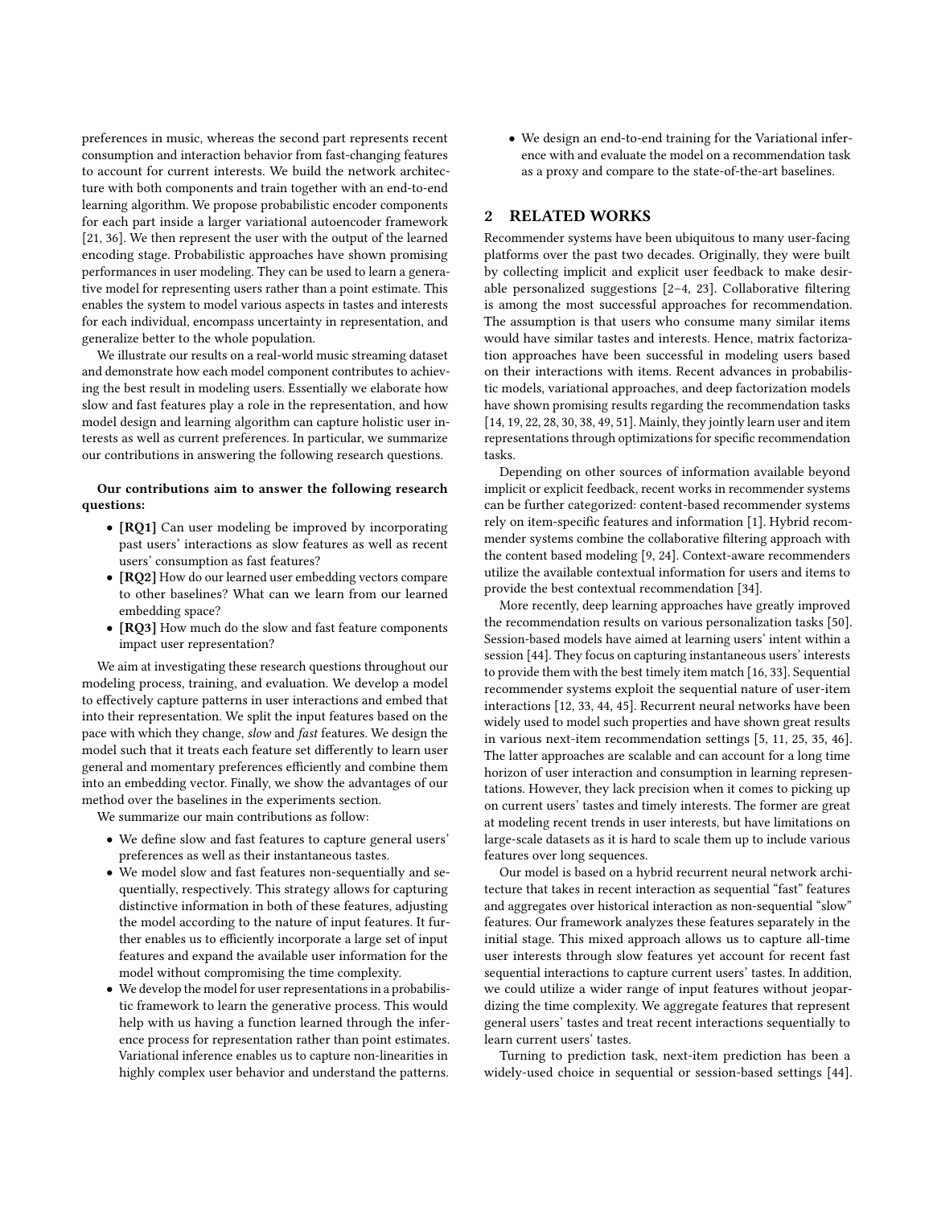preferences in music, whereas the second part represents recent consumption and interaction behavior from fast-changing features to account for current interests. We build the network architecture with both components and train together with an end-to-end learning algorithm. We propose probabilistic encoder components for each part inside a larger variational autoencoder framework [21, 36]. We then represent the user with the output of the learned encoding stage. Probabilistic approaches have shown promising performances in user modeling. They can be used to learn a generative model for representing users rather than a point estimate. This enables the system to model various aspects in tastes and interests for each individual, encompass uncertainty in representation, and generalize better to the whole population.

We illustrate our results on a real-world music streaming dataset and demonstrate how each model component contributes to achieving the best result in modeling users. Essentially we elaborate how slow and fast features play a role in the representation, and how model design and learning algorithm can capture holistic user interests as well as current preferences. In particular, we summarize our contributions in answering the following research questions.

**Our contributions aim to answer the following research questions:**

- **[RQ1]** Can user modeling be improved by incorporating past users' interactions as slow features as well as recent users' consumption as fast features?
- **[RQ2]** How do our learned user embedding vectors compare to other baselines? What can we learn from our learned embedding space?
- **[RQ3]** How much do the slow and fast feature components impact user representation?

We aim at investigating these research questions throughout our modeling process, training, and evaluation. We develop a model to effectively capture patterns in user interactions and embed that into their representation. We split the input features based on the pace with which they change, *slow* and *fast* features. We design the model such that it treats each feature set differently to learn user general and momentary preferences efficiently and combine them into an embedding vector. Finally, we show the advantages of our method over the baselines in the experiments section.

We summarize our main contributions as follow:

- We define slow and fast features to capture general users' preferences as well as their instantaneous tastes.
- We model slow and fast features non-sequentially and sequentially, respectively. This strategy allows for capturing distinctive information in both of these features, adjusting the model according to the nature of input features. It further enables us to efficiently incorporate a large set of input features and expand the available user information for the model without compromising the time complexity.
- We develop the model for user representations in a probabilistic framework to learn the generative process. This would help with us having a function learned through the inference process for representation rather than point estimates. Variational inference enables us to capture non-linearities in highly complex user behavior and understand the patterns.
- We design an end-to-end training for the Variational inference with and evaluate the model on a recommendation task as a proxy and compare to the state-of-the-art baselines.

## 2 RELATED WORKS

Recommender systems have been ubiquitous to many user-facing platforms over the past two decades. Originally, they were built by collecting implicit and explicit user feedback to make desirable personalized suggestions [2–4, 23]. Collaborative filtering is among the most successful approaches for recommendation. The assumption is that users who consume many similar items would have similar tastes and interests. Hence, matrix factorization approaches have been successful in modeling users based on their interactions with items. Recent advances in probabilistic models, variational approaches, and deep factorization models have shown promising results regarding the recommendation tasks [14, 19, 22, 28, 30, 38, 49, 51]. Mainly, they jointly learn user and item representations through optimizations for specific recommendation tasks.

Depending on other sources of information available beyond implicit or explicit feedback, recent works in recommender systems can be further categorized: content-based recommender systems rely on item-specific features and information [1]. Hybrid recommender systems combine the collaborative filtering approach with the content based modeling [9, 24]. Context-aware recommenders utilize the available contextual information for users and items to provide the best contextual recommendation [34].

More recently, deep learning approaches have greatly improved the recommendation results on various personalization tasks [50]. Session-based models have aimed at learning users' intent within a session [44]. They focus on capturing instantaneous users' interests to provide them with the best timely item match [16, 33]. Sequential recommender systems exploit the sequential nature of user-item interactions [12, 33, 44, 45]. Recurrent neural networks have been widely used to model such properties and have shown great results in various next-item recommendation settings [5, 11, 25, 35, 46]. The latter approaches are scalable and can account for a long time horizon of user interaction and consumption in learning representations. However, they lack precision when it comes to picking up on current users' tastes and timely interests. The former are great at modeling recent trends in user interests, but have limitations on large-scale datasets as it is hard to scale them up to include various features over long sequences.

Our model is based on a hybrid recurrent neural network architecture that takes in recent interaction as sequential "fast" features and aggregates over historical interaction as non-sequential "slow" features. Our framework analyzes these features separately in the initial stage. This mixed approach allows us to capture all-time user interests through slow features yet account for recent fast sequential interactions to capture current users' tastes. In addition, we could utilize a wider range of input features without jeopardizing the time complexity. We aggregate features that represent general users' tastes and treat recent interactions sequentially to learn current users' tastes.

Turning to prediction task, next-item prediction has been a widely-used choice in sequential or session-based settings [44].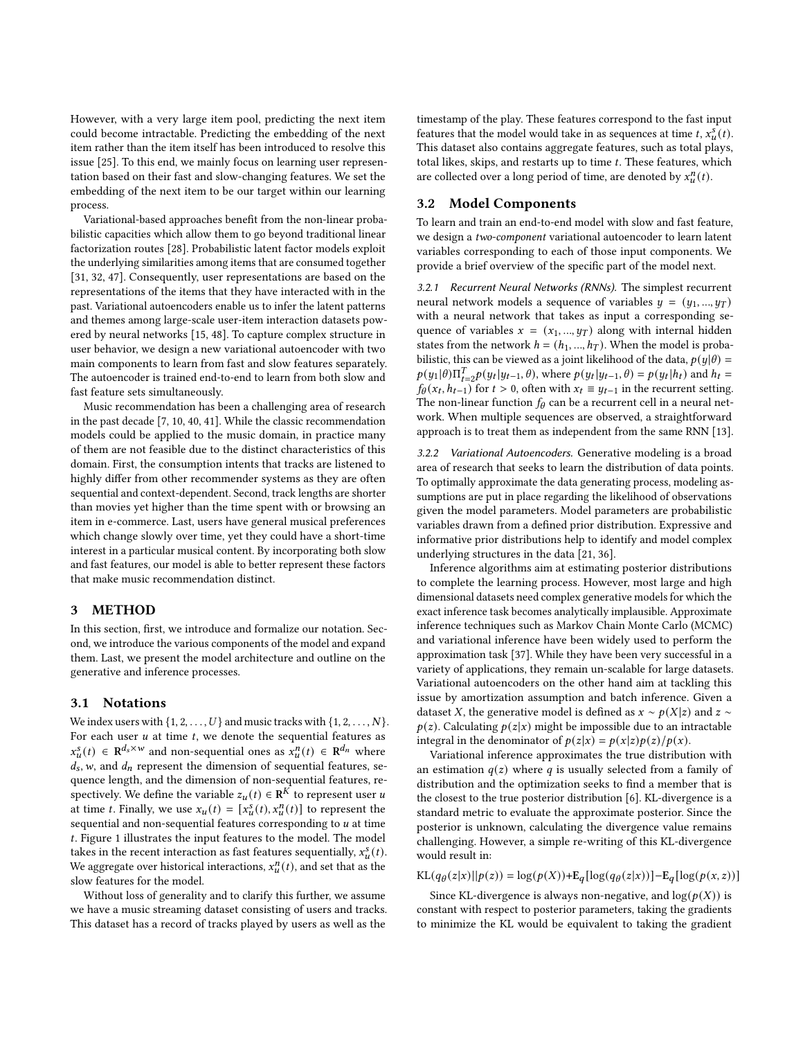However, with a very large item pool, predicting the next item could become intractable. Predicting the embedding of the next item rather than the item itself has been introduced to resolve this issue [25]. To this end, we mainly focus on learning user representation based on their fast and slow-changing features. We set the embedding of the next item to be our target within our learning process.

Variational-based approaches benefit from the non-linear probabilistic capacities which allow them to go beyond traditional linear factorization routes [28]. Probabilistic latent factor models exploit the underlying similarities among items that are consumed together [31, 32, 47]. Consequently, user representations are based on the representations of the items that they have interacted with in the past. Variational autoencoders enable us to infer the latent patterns and themes among large-scale user-item interaction datasets powered by neural networks [15, 48]. To capture complex structure in user behavior, we design a new variational autoencoder with two main components to learn from fast and slow features separately. The autoencoder is trained end-to-end to learn from both slow and fast feature sets simultaneously.

Music recommendation has been a challenging area of research in the past decade [7, 10, 40, 41]. While the classic recommendation models could be applied to the music domain, in practice many of them are not feasible due to the distinct characteristics of this domain. First, the consumption intents that tracks are listened to highly differ from other recommender systems as they are often sequential and context-dependent. Second, track lengths are shorter than movies yet higher than the time spent with or browsing an item in e-commerce. Last, users have general musical preferences which change slowly over time, yet they could have a short-time interest in a particular musical content. By incorporating both slow and fast features, our model is able to better represent these factors that make music recommendation distinct.

# 3 METHOD

In this section, first, we introduce and formalize our notation. Second, we introduce the various components of the model and expand them. Last, we present the model architecture and outline on the generative and inference processes.

## 3.1 Notations

We index users with $\{1, 2, \ldots, U\}$ and music tracks with $\{1, 2, \ldots, N\}$. For each user $u$ at time $t$, we denote the sequential features as $x_u^s(t) \in \mathbf{R}^{d_s \times w}$ and non-sequential ones as $x_u^n(t) \in \mathbf{R}^{d_n}$ where $d_s$, $w$, and $d_n$ represent the dimension of sequential features, sequence length, and the dimension of non-sequential features, respectively. We define the variable $z_u(t) \in \mathbf{R}^K$ to represent user $u$ at time $t$. Finally, we use $x_u(t) = [x_u^s(t), x_u^n(t)]$ to represent the sequential and non-sequential features corresponding to $u$ at time $t$. Figure 1 illustrates the input features to the model. The model takes in the recent interaction as fast features sequentially, $x_u^s(t)$. We aggregate over historical interactions, $x_u^n(t)$, and set that as the slow features for the model.

Without loss of generality and to clarify this further, we assume we have a music streaming dataset consisting of users and tracks. This dataset has a record of tracks played by users as well as the timestamp of the play. These features correspond to the fast input features that the model would take in as sequences at time $t$, $x_u^s(t)$. This dataset also contains aggregate features, such as total plays, total likes, skips, and restarts up to time $t$. These features, which are collected over a long period of time, are denoted by $x_u^n(t)$.

## 3.2 Model Components

To learn and train an end-to-end model with slow and fast feature, we design a *two-component* variational autoencoder to learn latent variables corresponding to each of those input components. We provide a brief overview of the specific part of the model next.

### 3.2.1 Recurrent Neural Networks (RNNs).

The simplest recurrent neural network models a sequence of variables $y = (y_1, ..., y_T)$ with a neural network that takes as input a corresponding sequence of variables $x = (x_1, ..., y_T)$ along with internal hidden states from the network $h = (h_1, ..., h_T)$. When the model is probabilistic, this can be viewed as a joint likelihood of the data, $p(y|\theta) = p(y_1|\theta)\Pi_{t=2}^{T} p(y_t|y_{t-1}, \theta)$, where $p(y_t|y_{t-1}, \theta) = p(y_t|h_t)$ and $h_t = f_\theta(x_t, h_{t-1})$ for $t > 0$, often with $x_t \equiv y_{t-1}$ in the recurrent setting. The non-linear function $f_\theta$ can be a recurrent cell in a neural network. When multiple sequences are observed, a straightforward approach is to treat them as independent from the same RNN [13].

### 3.2.2 Variational Autoencoders.

Generative modeling is a broad area of research that seeks to learn the distribution of data points. To optimally approximate the data generating process, modeling assumptions are put in place regarding the likelihood of observations given the model parameters. Model parameters are probabilistic variables drawn from a defined prior distribution. Expressive and informative prior distributions help to identify and model complex underlying structures in the data [21, 36].

Inference algorithms aim at estimating posterior distributions to complete the learning process. However, most large and high dimensional datasets need complex generative models for which the exact inference task becomes analytically implausible. Approximate inference techniques such as Markov Chain Monte Carlo (MCMC) and variational inference have been widely used to perform the approximation task [37]. While they have been very successful in a variety of applications, they remain un-scalable for large datasets. Variational autoencoders on the other hand aim at tackling this issue by amortization assumption and batch inference. Given a dataset $X$, the generative model is defined as $x \sim p(X|z)$ and $z \sim p(z)$. Calculating $p(z|x)$ might be impossible due to an intractable integral in the denominator of $p(z|x) = p(x|z)p(z)/p(x)$.

Variational inference approximates the true distribution with an estimation $q(z)$ where $q$ is usually selected from a family of distribution and the optimization seeks to find a member that is the closest to the true posterior distribution [6]. KL-divergence is a standard metric to evaluate the approximate posterior. Since the posterior is unknown, calculating the divergence value remains challenging. However, a simple re-writing of this KL-divergence would result in:

$$\mathrm{KL}(q_\theta(z|x)||p(z)) = \log(p(X)) + \mathbf{E}_q[\log(q_\theta(z|x))] - \mathbf{E}_q[\log(p(x, z))]$$

Since KL-divergence is always non-negative, and $\log(p(X))$ is constant with respect to posterior parameters, taking the gradients to minimize the KL would be equivalent to taking the gradient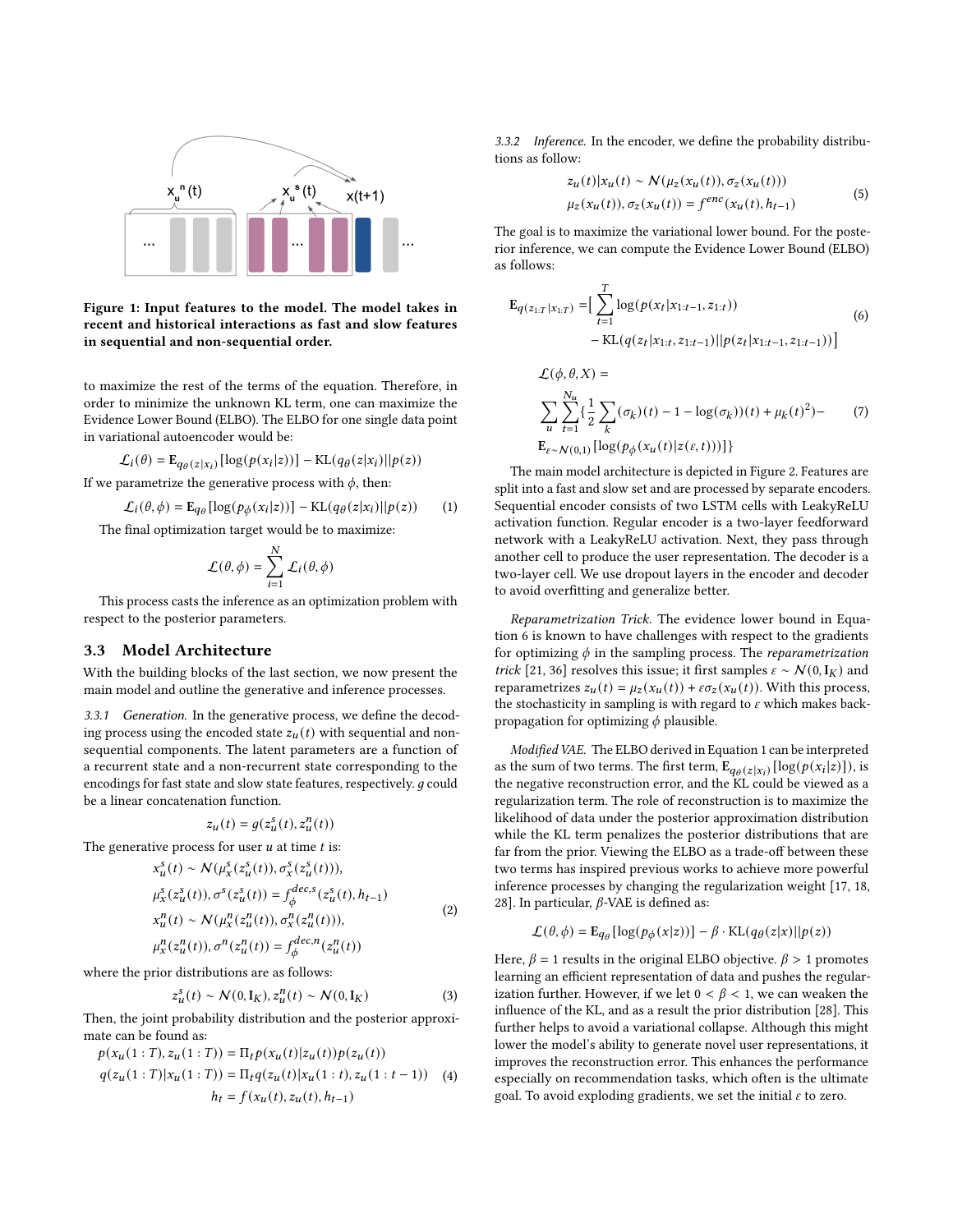Figure 1: Input features to the model. The model takes in recent and historical interactions as fast and slow features in sequential and non-sequential order.

to maximize the rest of the terms of the equation. Therefore, in order to minimize the unknown KL term, one can maximize the Evidence Lower Bound (ELBO). The ELBO for one single data point in variational autoencoder would be:

$$\mathcal{L}_i(\theta) = \mathbf{E}_{q_\theta(z|x_i)}[\log(p(x_i|z))] - \mathrm{KL}(q_\theta(z|x_i)||p(z))$$

If we parametrize the generative process with $\phi$, then:

$$\mathcal{L}_i(\theta, \phi) = \mathbf{E}_{q_\theta}[\log(p_\phi(x_i|z))] - \mathrm{KL}(q_\theta(z|x_i)||p(z)) \tag{1}$$

The final optimization target would be to maximize:

$$\mathcal{L}(\theta, \phi) = \sum_{i=1}^{N} \mathcal{L}_i(\theta, \phi)$$

This process casts the inference as an optimization problem with respect to the posterior parameters.

## 3.3 Model Architecture

With the building blocks of the last section, we now present the main model and outline the generative and inference processes.

*3.3.1 Generation.* In the generative process, we define the decoding process using the encoded state $z_u(t)$ with sequential and non-sequential components. The latent parameters are a function of a recurrent state and a non-recurrent state corresponding to the encodings for fast state and slow state features, respectively. $g$ could be a linear concatenation function.

$$z_u(t) = g(z_u^s(t), z_u^n(t))$$

The generative process for user $u$ at time $t$ is:

$$\begin{aligned}
x_u^s(t) &\sim \mathcal{N}(\mu_x^s(z_u^s(t)), \sigma_x^s(z_u^s(t))), \\
\mu_x^s(z_u^s(t)), \sigma^s(z_u^s(t)) &= f_\phi^{dec,s}(z_u^s(t), h_{t-1}) \\
x_u^n(t) &\sim \mathcal{N}(\mu_x^n(z_u^n(t)), \sigma_x^n(z_u^n(t))), \\
\mu_x^n(z_u^n(t)), \sigma^n(z_u^n(t)) &= f_\phi^{dec,n}(z_u^n(t))
\end{aligned} \tag{2}$$

where the prior distributions are as follows:

$$z_u^s(t) \sim \mathcal{N}(0, \mathbf{I}_K), z_u^n(t) \sim \mathcal{N}(0, \mathbf{I}_K) \tag{3}$$

Then, the joint probability distribution and the posterior approximate can be found as:

$$\begin{aligned}
p(x_u(1:T), z_u(1:T)) &= \Pi_t p(x_u(t)|z_u(t))p(z_u(t)) \\
q(z_u(1:T)|x_u(1:T)) &= \Pi_t q(z_u(t)|x_u(1:t), z_u(1:t-1)) \\
h_t &= f(x_u(t), z_u(t), h_{t-1})
\end{aligned} \tag{4}$$

*3.3.2 Inference.* In the encoder, we define the probability distributions as follow:

$$\begin{aligned}
z_u(t)|x_u(t) &\sim \mathcal{N}(\mu_z(x_u(t)), \sigma_z(x_u(t))) \\
\mu_z(x_u(t)), \sigma_z(x_u(t)) &= f^{enc}(x_u(t), h_{t-1})
\end{aligned} \tag{5}$$

The goal is to maximize the variational lower bound. For the posterior inference, we can compute the Evidence Lower Bound (ELBO) as follows:

$$\begin{aligned}
\mathbf{E}_{q(z_{1:T}|x_{1:T})} = &\Big[\sum_{t=1}^{T} \log(p(x_t|x_{1:t-1}, z_{1:t})) \\
&- \mathrm{KL}(q(z_t|x_{1:t}, z_{1:t-1})||p(z_t|x_{1:t-1}, z_{1:t-1}))\Big]
\end{aligned} \tag{6}$$

$$\begin{aligned}
&\mathcal{L}(\phi, \theta, X) = \\
&\sum_{u}\sum_{t=1}^{N_u}\{\frac{1}{2}\sum_{k}(\sigma_k)(t) - 1 - \log(\sigma_k))(t) + \mu_k(t)^2) - \\
&\mathbf{E}_{\varepsilon\sim\mathcal{N}(0,1)}[\log(p_\phi(x_u(t)|z(\varepsilon, t)))]\}
\end{aligned} \tag{7}$$

The main model architecture is depicted in Figure 2. Features are split into a fast and slow set and are processed by separate encoders. Sequential encoder consists of two LSTM cells with LeakyReLU activation function. Regular encoder is a two-layer feedforward network with a LeakyReLU activation. Next, they pass through another cell to produce the user representation. The decoder is a two-layer cell. We use dropout layers in the encoder and decoder to avoid overfitting and generalize better.

*Reparametrization Trick.* The evidence lower bound in Equation 6 is known to have challenges with respect to the gradients for optimizing $\phi$ in the sampling process. The *reparametrization trick* [21, 36] resolves this issue; it first samples $\varepsilon \sim \mathcal{N}(0, \mathbf{I}_K)$ and reparametrizes $z_u(t) = \mu_z(x_u(t)) + \varepsilon\sigma_z(x_u(t))$. With this process, the stochasticity in sampling is with regard to $\varepsilon$ which makes backpropagation for optimizing $\phi$ plausible.

*Modified VAE.* The ELBO derived in Equation 1 can be interpreted as the sum of two terms. The first term, $\mathbf{E}_{q_\theta(z|x_i)}[\log(p(x_i|z)])$, is the negative reconstruction error, and the KL could be viewed as a regularization term. The role of reconstruction is to maximize the likelihood of data under the posterior approximation distribution while the KL term penalizes the posterior distributions that are far from the prior. Viewing the ELBO as a trade-off between these two terms has inspired previous works to achieve more powerful inference processes by changing the regularization weight [17, 18, 28]. In particular, $\beta$-VAE is defined as:

$$\mathcal{L}(\theta, \phi) = \mathbf{E}_{q_\theta}[\log(p_\phi(x|z))] - \beta \cdot \mathrm{KL}(q_\theta(z|x)||p(z))$$

Here, $\beta = 1$ results in the original ELBO objective. $\beta > 1$ promotes learning an efficient representation of data and pushes the regularization further. However, if we let $0 < \beta < 1$, we can weaken the influence of the KL, and as a result the prior distribution [28]. This further helps to avoid a variational collapse. Although this might lower the model's ability to generate novel user representations, it improves the reconstruction error. This enhances the performance especially on recommendation tasks, which often is the ultimate goal. To avoid exploding gradients, we set the initial $\varepsilon$ to zero.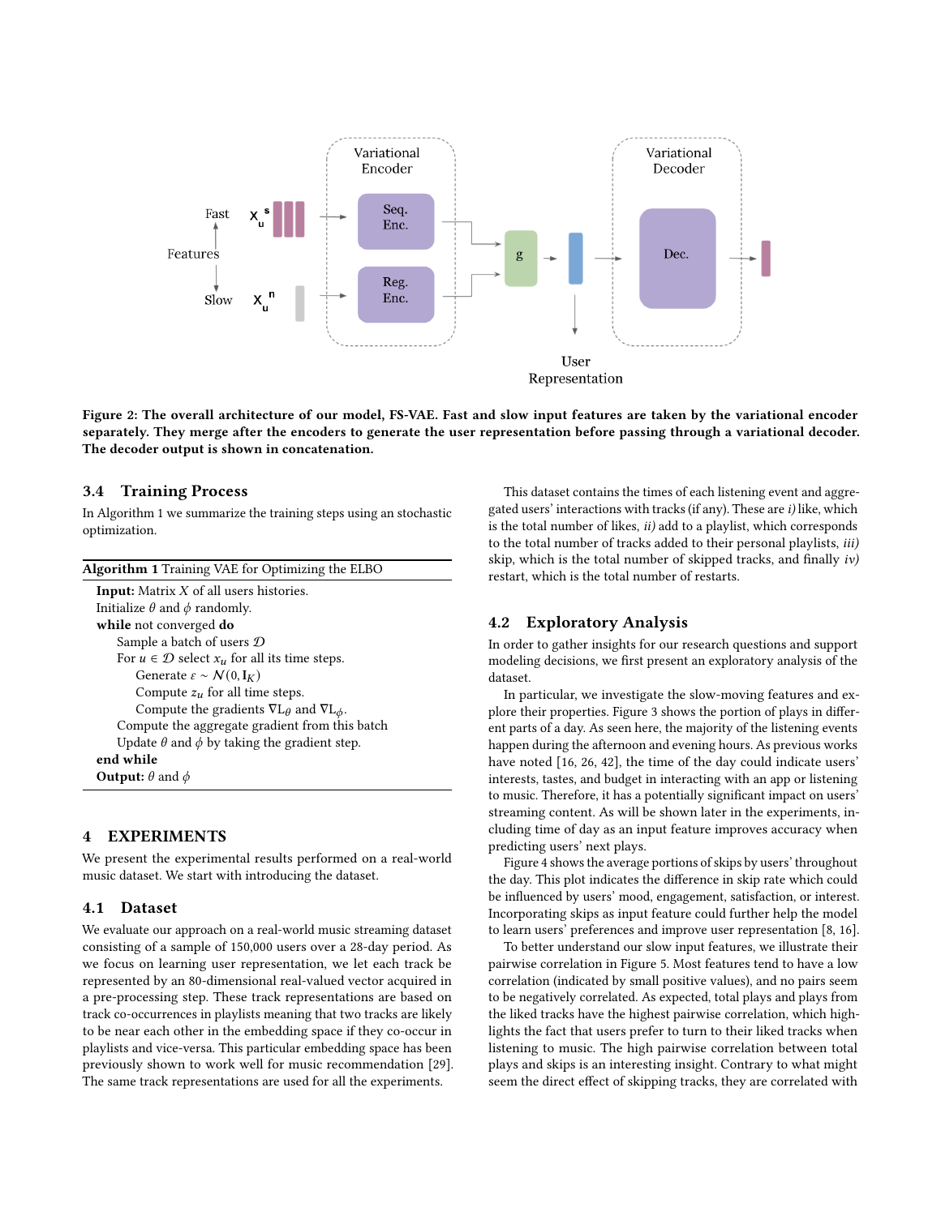Figure 2: The overall architecture of our model, FS-VAE. Fast and slow input features are taken by the variational encoder separately. They merge after the encoders to generate the user representation before passing through a variational decoder. The decoder output is shown in concatenation.

### 3.4 Training Process

In Algorithm 1 we summarize the training steps using an stochastic optimization.

**Algorithm 1** Training VAE for Optimizing the ELBO

```
Input: Matrix X of all users histories.
Initialize θ and ϕ randomly.
while not converged do
    Sample a batch of users D
    For u ∈ D select x_u for all its time steps.
        Generate ε ~ N(0, I_K)
        Compute z_u for all time steps.
        Compute the gradients ∇L_θ and ∇L_ϕ.
    Compute the aggregate gradient from this batch
    Update θ and ϕ by taking the gradient step.
end while
Output: θ and ϕ
```

## 4 EXPERIMENTS

We present the experimental results performed on a real-world music dataset. We start with introducing the dataset.

### 4.1 Dataset

We evaluate our approach on a real-world music streaming dataset consisting of a sample of 150,000 users over a 28-day period. As we focus on learning user representation, we let each track be represented by an 80-dimensional real-valued vector acquired in a pre-processing step. These track representations are based on track co-occurrences in playlists meaning that two tracks are likely to be near each other in the embedding space if they co-occur in playlists and vice-versa. This particular embedding space has been previously shown to work well for music recommendation [29]. The same track representations are used for all the experiments.

This dataset contains the times of each listening event and aggregated users' interactions with tracks (if any). These are *i)* like, which is the total number of likes, *ii)* add to a playlist, which corresponds to the total number of tracks added to their personal playlists, *iii)* skip, which is the total number of skipped tracks, and finally *iv)* restart, which is the total number of restarts.

### 4.2 Exploratory Analysis

In order to gather insights for our research questions and support modeling decisions, we first present an exploratory analysis of the dataset.

In particular, we investigate the slow-moving features and explore their properties. Figure 3 shows the portion of plays in different parts of a day. As seen here, the majority of the listening events happen during the afternoon and evening hours. As previous works have noted [16, 26, 42], the time of the day could indicate users' interests, tastes, and budget in interacting with an app or listening to music. Therefore, it has a potentially significant impact on users' streaming content. As will be shown later in the experiments, including time of day as an input feature improves accuracy when predicting users' next plays.

Figure 4 shows the average portions of skips by users' throughout the day. This plot indicates the difference in skip rate which could be influenced by users' mood, engagement, satisfaction, or interest. Incorporating skips as input feature could further help the model to learn users' preferences and improve user representation [8, 16].

To better understand our slow input features, we illustrate their pairwise correlation in Figure 5. Most features tend to have a low correlation (indicated by small positive values), and no pairs seem to be negatively correlated. As expected, total plays and plays from the liked tracks have the highest pairwise correlation, which highlights the fact that users prefer to turn to their liked tracks when listening to music. The high pairwise correlation between total plays and skips is an interesting insight. Contrary to what might seem the direct effect of skipping tracks, they are correlated with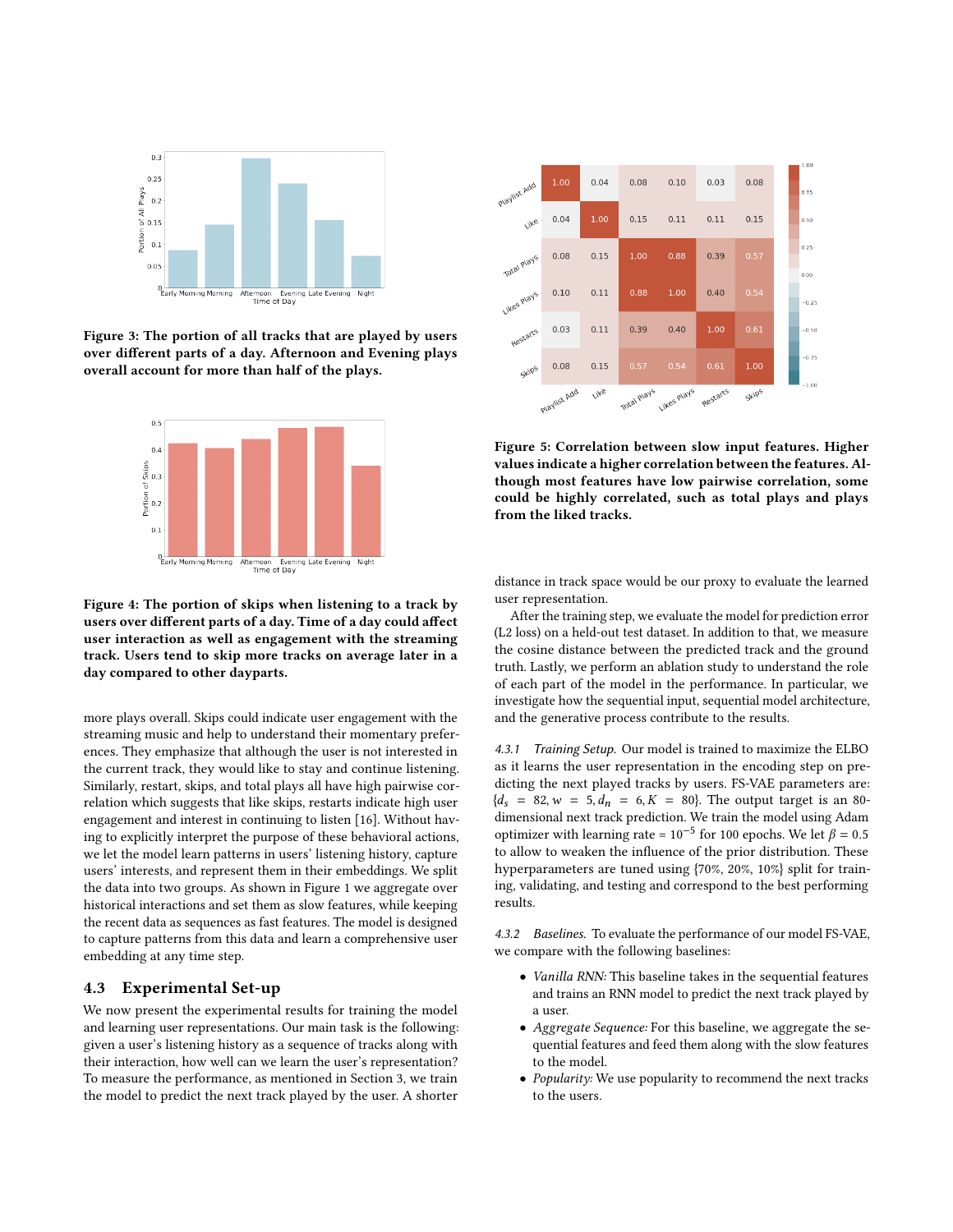Figure 3: The portion of all tracks that are played by users over different parts of a day. Afternoon and Evening plays overall account for more than half of the plays.

Figure 4: The portion of skips when listening to a track by users over different parts of a day. Time of a day could affect user interaction as well as engagement with the streaming track. Users tend to skip more tracks on average later in a day compared to other dayparts.

more plays overall. Skips could indicate user engagement with the streaming music and help to understand their momentary preferences. They emphasize that although the user is not interested in the current track, they would like to stay and continue listening. Similarly, restart, skips, and total plays all have high pairwise correlation which suggests that like skips, restarts indicate high user engagement and interest in continuing to listen [16]. Without having to explicitly interpret the purpose of these behavioral actions, we let the model learn patterns in users' listening history, capture users' interests, and represent them in their embeddings. We split the data into two groups. As shown in Figure 1 we aggregate over historical interactions and set them as slow features, while keeping the recent data as sequences as fast features. The model is designed to capture patterns from this data and learn a comprehensive user embedding at any time step.

## 4.3 Experimental Set-up

We now present the experimental results for training the model and learning user representations. Our main task is the following: given a user's listening history as a sequence of tracks along with their interaction, how well can we learn the user's representation? To measure the performance, as mentioned in Section 3, we train the model to predict the next track played by the user. A shorter distance in track space would be our proxy to evaluate the learned user representation.

After the training step, we evaluate the model for prediction error (L2 loss) on a held-out test dataset. In addition to that, we measure the cosine distance between the predicted track and the ground truth. Lastly, we perform an ablation study to understand the role of each part of the model in the performance. In particular, we investigate how the sequential input, sequential model architecture, and the generative process contribute to the results.

| | Playlist Add | Like | Total Plays | Likes Plays | Restarts | Skips |
|---|---|---|---|---|---|---|
| Playlist Add | 1.00 | 0.04 | 0.08 | 0.10 | 0.03 | 0.08 |
| Like | 0.04 | 1.00 | 0.15 | 0.11 | 0.11 | 0.15 |
| Total Plays | 0.08 | 0.15 | 1.00 | 0.88 | 0.39 | 0.57 |
| Likes Plays | 0.10 | 0.11 | 0.88 | 1.00 | 0.40 | 0.54 |
| Restarts | 0.03 | 0.11 | 0.39 | 0.40 | 1.00 | 0.61 |
| Skips | 0.08 | 0.15 | 0.57 | 0.54 | 0.61 | 1.00 |

Figure 5: Correlation between slow input features. Higher values indicate a higher correlation between the features. Although most features have low pairwise correlation, some could be highly correlated, such as total plays and plays from the liked tracks.

*4.3.1 Training Setup.* Our model is trained to maximize the ELBO as it learns the user representation in the encoding step on predicting the next played tracks by users. FS-VAE parameters are: $\{d_s = 82, w = 5, d_n = 6, K = 80\}$. The output target is an 80-dimensional next track prediction. We train the model using Adam optimizer with learning rate = $10^{-5}$ for 100 epochs. We let $\beta = 0.5$ to allow to weaken the influence of the prior distribution. These hyperparameters are tuned using {70%, 20%, 10%} split for training, validating, and testing and correspond to the best performing results.

*4.3.2 Baselines.* To evaluate the performance of our model FS-VAE, we compare with the following baselines:

- *Vanilla RNN:* This baseline takes in the sequential features and trains an RNN model to predict the next track played by a user.
- *Aggregate Sequence:* For this baseline, we aggregate the sequential features and feed them along with the slow features to the model.
- *Popularity:* We use popularity to recommend the next tracks to the users.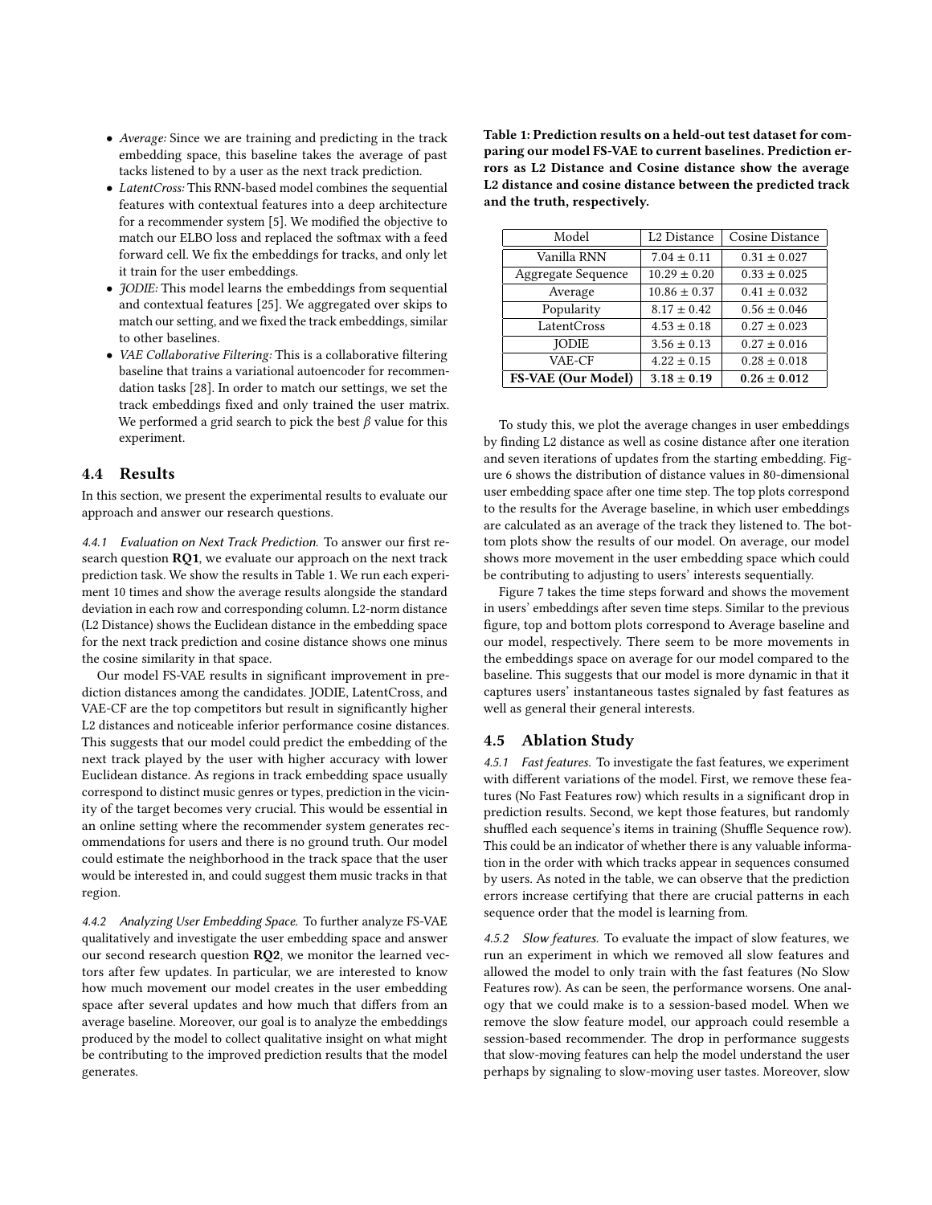- *Average:* Since we are training and predicting in the track embedding space, this baseline takes the average of past tacks listened to by a user as the next track prediction.
- *LatentCross:* This RNN-based model combines the sequential features with contextual features into a deep architecture for a recommender system [5]. We modified the objective to match our ELBO loss and replaced the softmax with a feed forward cell. We fix the embeddings for tracks, and only let it train for the user embeddings.
- *JODIE:* This model learns the embeddings from sequential and contextual features [25]. We aggregated over skips to match our setting, and we fixed the track embeddings, similar to other baselines.
- *VAE Collaborative Filtering:* This is a collaborative filtering baseline that trains a variational autoencoder for recommendation tasks [28]. In order to match our settings, we set the track embeddings fixed and only trained the user matrix. We performed a grid search to pick the best $\beta$ value for this experiment.

## 4.4 Results

In this section, we present the experimental results to evaluate our approach and answer our research questions.

*4.4.1 Evaluation on Next Track Prediction.* To answer our first research question **RQ1**, we evaluate our approach on the next track prediction task. We show the results in Table 1. We run each experiment 10 times and show the average results alongside the standard deviation in each row and corresponding column. L2-norm distance (L2 Distance) shows the Euclidean distance in the embedding space for the next track prediction and cosine distance shows one minus the cosine similarity in that space.

Our model FS-VAE results in significant improvement in prediction distances among the candidates. JODIE, LatentCross, and VAE-CF are the top competitors but result in significantly higher L2 distances and noticeable inferior performance cosine distances. This suggests that our model could predict the embedding of the next track played by the user with higher accuracy with lower Euclidean distance. As regions in track embedding space usually correspond to distinct music genres or types, prediction in the vicinity of the target becomes very crucial. This would be essential in an online setting where the recommender system generates recommendations for users and there is no ground truth. Our model could estimate the neighborhood in the track space that the user would be interested in, and could suggest them music tracks in that region.

*4.4.2 Analyzing User Embedding Space.* To further analyze FS-VAE qualitatively and investigate the user embedding space and answer our second research question **RQ2**, we monitor the learned vectors after few updates. In particular, we are interested to know how much movement our model creates in the user embedding space after several updates and how much that differs from an average baseline. Moreover, our goal is to analyze the embeddings produced by the model to collect qualitative insight on what might be contributing to the improved prediction results that the model generates.

**Table 1: Prediction results on a held-out test dataset for comparing our model FS-VAE to current baselines. Prediction errors as L2 Distance and Cosine distance show the average L2 distance and cosine distance between the predicted track and the truth, respectively.**

| Model | L2 Distance | Cosine Distance |
|---|---|---|
| Vanilla RNN | $7.04 \pm 0.11$ | $0.31 \pm 0.027$ |
| Aggregate Sequence | $10.29 \pm 0.20$ | $0.33 \pm 0.025$ |
| Average | $10.86 \pm 0.37$ | $0.41 \pm 0.032$ |
| Popularity | $8.17 \pm 0.42$ | $0.56 \pm 0.046$ |
| LatentCross | $4.53 \pm 0.18$ | $0.27 \pm 0.023$ |
| JODIE | $3.56 \pm 0.13$ | $0.27 \pm 0.016$ |
| VAE-CF | $4.22 \pm 0.15$ | $0.28 \pm 0.018$ |
| **FS-VAE (Our Model)** | $\mathbf{3.18 \pm 0.19}$ | $\mathbf{0.26 \pm 0.012}$ |

To study this, we plot the average changes in user embeddings by finding L2 distance as well as cosine distance after one iteration and seven iterations of updates from the starting embedding. Figure 6 shows the distribution of distance values in 80-dimensional user embedding space after one time step. The top plots correspond to the results for the Average baseline, in which user embeddings are calculated as an average of the track they listened to. The bottom plots show the results of our model. On average, our model shows more movement in the user embedding space which could be contributing to adjusting to users' interests sequentially.

Figure 7 takes the time steps forward and shows the movement in users' embeddings after seven time steps. Similar to the previous figure, top and bottom plots correspond to Average baseline and our model, respectively. There seem to be more movements in the embeddings space on average for our model compared to the baseline. This suggests that our model is more dynamic in that it captures users' instantaneous tastes signaled by fast features as well as general their general interests.

## 4.5 Ablation Study

*4.5.1 Fast features.* To investigate the fast features, we experiment with different variations of the model. First, we remove these features (No Fast Features row) which results in a significant drop in prediction results. Second, we kept those features, but randomly shuffled each sequence's items in training (Shuffle Sequence row). This could be an indicator of whether there is any valuable information in the order with which tracks appear in sequences consumed by users. As noted in the table, we can observe that the prediction errors increase certifying that there are crucial patterns in each sequence order that the model is learning from.

*4.5.2 Slow features.* To evaluate the impact of slow features, we run an experiment in which we removed all slow features and allowed the model to only train with the fast features (No Slow Features row). As can be seen, the performance worsens. One analogy that we could make is to a session-based model. When we remove the slow feature model, our approach could resemble a session-based recommender. The drop in performance suggests that slow-moving features can help the model understand the user perhaps by signaling to slow-moving user tastes. Moreover, slow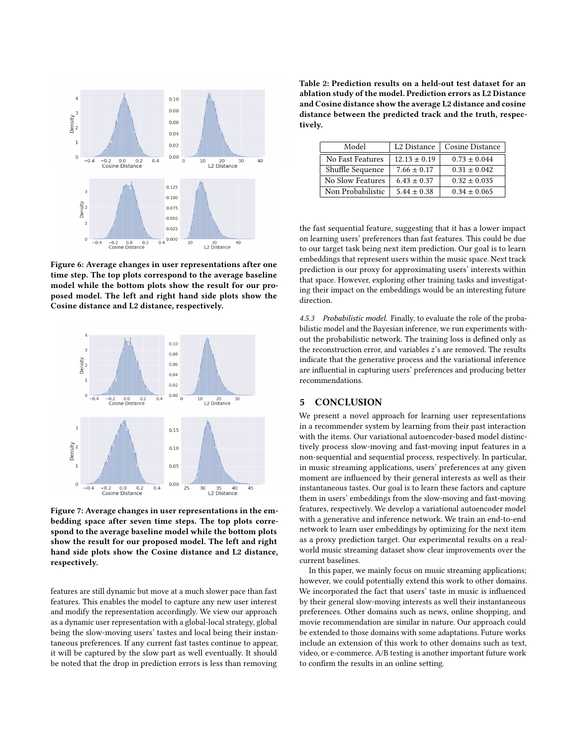Figure 6: Average changes in user representations after one time step. The top plots correspond to the average baseline model while the bottom plots show the result for our proposed model. The left and right hand side plots show the Cosine distance and L2 distance, respectively.

Figure 7: Average changes in user representations in the embedding space after seven time steps. The top plots correspond to the average baseline model while the bottom plots show the result for our proposed model. The left and right hand side plots show the Cosine distance and L2 distance, respectively.

features are still dynamic but move at a much slower pace than fast features. This enables the model to capture any new user interest and modify the representation accordingly. We view our approach as a dynamic user representation with a global-local strategy, global being the slow-moving users' tastes and local being their instantaneous preferences. If any current fast tastes continue to appear, it will be captured by the slow part as well eventually. It should be noted that the drop in prediction errors is less than removing the fast sequential feature, suggesting that it has a lower impact on learning users' preferences than fast features. This could be due to our target task being next item prediction. Our goal is to learn embeddings that represent users within the music space. Next track prediction is our proxy for approximating users' interests within that space. However, exploring other training tasks and investigating their impact on the embeddings would be an interesting future direction.

**Table 2: Prediction results on a held-out test dataset for an ablation study of the model. Prediction errors as L2 Distance and Cosine distance show the average L2 distance and cosine distance between the predicted track and the truth, respectively.**

| Model | L2 Distance | Cosine Distance |
|---|---|---|
| No Fast Features | 12.13 ± 0.19 | 0.73 ± 0.044 |
| Shuffle Sequence | 7.66 ± 0.17 | 0.31 ± 0.042 |
| No Slow Features | 6.43 ± 0.37 | 0.32 ± 0.035 |
| Non Probabilistic | 5.44 ± 0.38 | 0.34 ± 0.065 |

*4.5.3 Probabilistic model.* Finally, to evaluate the role of the probabilistic model and the Bayesian inference, we run experiments without the probabilistic network. The training loss is defined only as the reconstruction error, and variables $z$'s are removed. The results indicate that the generative process and the variational inference are influential in capturing users' preferences and producing better recommendations.

## 5 CONCLUSION

We present a novel approach for learning user representations in a recommender system by learning from their past interaction with the items. Our variational autoencoder-based model distinctively process slow-moving and fast-moving input features in a non-sequential and sequential process, respectively. In particular, in music streaming applications, users' preferences at any given moment are influenced by their general interests as well as their instantaneous tastes. Our goal is to learn these factors and capture them in users' embeddings from the slow-moving and fast-moving features, respectively. We develop a variational autoencoder model with a generative and inference network. We train an end-to-end network to learn user embeddings by optimizing for the next item as a proxy prediction target. Our experimental results on a real-world music streaming dataset show clear improvements over the current baselines.

In this paper, we mainly focus on music streaming applications; however, we could potentially extend this work to other domains. We incorporated the fact that users' taste in music is influenced by their general slow-moving interests as well their instantaneous preferences. Other domains such as news, online shopping, and movie recommendation are similar in nature. Our approach could be extended to those domains with some adaptations. Future works include an extension of this work to other domains such as text, video, or e-commerce. A/B testing is another important future work to confirm the results in an online setting.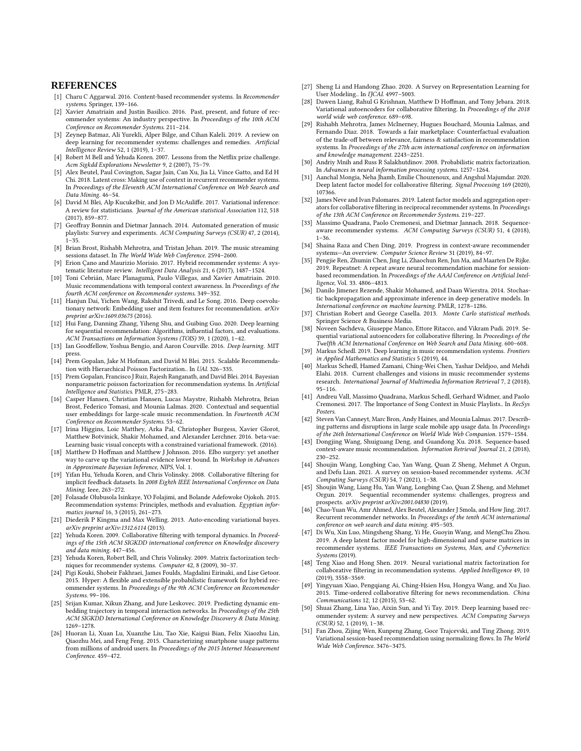## REFERENCES

- [1] Charu C Aggarwal. 2016. Content-based recommender systems. In *Recommender systems*. Springer, 139–166.
- [2] Xavier Amatriain and Justin Basilico. 2016. Past, present, and future of recommender systems: An industry perspective. In *Proceedings of the 10th ACM Conference on Recommender Systems*. 211–214.
- [3] Zeynep Batmaz, Ali Yurekli, Alper Bilge, and Cihan Kaleli. 2019. A review on deep learning for recommender systems: challenges and remedies. *Artificial Intelligence Review* 52, 1 (2019), 1–37.
- [4] Robert M Bell and Yehuda Koren. 2007. Lessons from the Netflix prize challenge. *Acm Sigkdd Explorations Newsletter* 9, 2 (2007), 75–79.
- [5] Alex Beutel, Paul Covington, Sagar Jain, Can Xu, Jia Li, Vince Gatto, and Ed H Chi. 2018. Latent cross: Making use of context in recurrent recommender systems. In *Proceedings of the Eleventh ACM International Conference on Web Search and Data Mining*. 46–54.
- [6] David M Blei, Alp Kucukelbir, and Jon D McAuliffe. 2017. Variational inference: A review for statisticians. *Journal of the American statistical Association* 112, 518 (2017), 859–877.
- [7] Geoffray Bonnin and Dietmar Jannach. 2014. Automated generation of music playlists: Survey and experiments. *ACM Computing Surveys (CSUR)* 47, 2 (2014), 1–35.
- [8] Brian Brost, Rishabh Mehrotra, and Tristan Jehan. 2019. The music streaming sessions dataset. In *The World Wide Web Conference*. 2594–2600.
- [9] Erion Çano and Maurizio Morisio. 2017. Hybrid recommender systems: A systematic literature review. *Intelligent Data Analysis* 21, 6 (2017), 1487–1524.
- [10] Toni Cebrián, Marc Planagumà, Paulo Villegas, and Xavier Amatriain. 2010. Music recommendations with temporal context awareness. In *Proceedings of the fourth ACM conference on Recommender systems*. 349–352.
- [11] Hanjun Dai, Yichen Wang, Rakshit Trivedi, and Le Song. 2016. Deep coevolutionary network: Embedding user and item features for recommendation. *arXiv preprint arXiv:1609.03675* (2016).
- [12] Hui Fang, Danning Zhang, Yiheng Shu, and Guibing Guo. 2020. Deep learning for sequential recommendation: Algorithms, influential factors, and evaluations. *ACM Transactions on Information Systems (TOIS)* 39, 1 (2020), 1–42.
- [13] Ian Goodfellow, Yoshua Bengio, and Aaron Courville. 2016. *Deep learning*. MIT press.
- [14] Prem Gopalan, Jake M Hofman, and David M Blei. 2015. Scalable Recommendation with Hierarchical Poisson Factorization.. In *UAI*. 326–335.
- [15] Prem Gopalan, Francisco J Ruiz, Rajesh Ranganath, and David Blei. 2014. Bayesian nonparametric poisson factorization for recommendation systems. In *Artificial Intelligence and Statistics*. PMLR, 275–283.
- [16] Casper Hansen, Christian Hansen, Lucas Maystre, Rishabh Mehrotra, Brian Brost, Federico Tomasi, and Mounia Lalmas. 2020. Contextual and sequential user embeddings for large-scale music recommendation. In *Fourteenth ACM Conference on Recommender Systems*. 53–62.
- [17] Irina Higgins, Loic Matthey, Arka Pal, Christopher Burgess, Xavier Glorot, Matthew Botvinick, Shakir Mohamed, and Alexander Lerchner. 2016. beta-vae: Learning basic visual concepts with a constrained variational framework. (2016).
- [18] Matthew D Hoffman and Matthew J Johnson. 2016. Elbo surgery: yet another way to carve up the variational evidence lower bound. In *Workshop in Advances in Approximate Bayesian Inference, NIPS*, Vol. 1.
- [19] Yifan Hu, Yehuda Koren, and Chris Volinsky. 2008. Collaborative filtering for implicit feedback datasets. In *2008 Eighth IEEE International Conference on Data Mining*. Ieee, 263–272.
- [20] Folasade Olubusola Isinkaye, YO Folajimi, and Bolande Adefowoke Ojokoh. 2015. Recommendation systems: Principles, methods and evaluation. *Egyptian informatics journal* 16, 3 (2015), 261–273.
- [21] Diederik P Kingma and Max Welling. 2013. Auto-encoding variational bayes. *arXiv preprint arXiv:1312.6114* (2013).
- [22] Yehuda Koren. 2009. Collaborative filtering with temporal dynamics. In *Proceedings of the 15th ACM SIGKDD international conference on Knowledge discovery and data mining*. 447–456.
- [23] Yehuda Koren, Robert Bell, and Chris Volinsky. 2009. Matrix factorization techniques for recommender systems. *Computer* 42, 8 (2009), 30–37.
- [24] Pigi Kouki, Shobeir Fakhraei, James Foulds, Magdalini Eirinaki, and Lise Getoor. 2015. Hyper: A flexible and extensible probabilistic framework for hybrid recommender systems. In *Proceedings of the 9th ACM Conference on Recommender Systems*. 99–106.
- [25] Srijan Kumar, Xikun Zhang, and Jure Leskovec. 2019. Predicting dynamic embedding trajectory in temporal interaction networks. In *Proceedings of the 25th ACM SIGKDD International Conference on Knowledge Discovery & Data Mining*. 1269–1278.
- [26] Huoran Li, Xuan Lu, Xuanzhe Liu, Tao Xie, Kaigui Bian, Felix Xiaozhu Lin, Qiaozhu Mei, and Feng Feng. 2015. Characterizing smartphone usage patterns from millions of android users. In *Proceedings of the 2015 Internet Measurement Conference*. 459–472.
- [27] Sheng Li and Handong Zhao. 2020. A Survey on Representation Learning for User Modeling.. In *IJCAI*. 4997–5003.
- [28] Dawen Liang, Rahul G Krishnan, Matthew D Hoffman, and Tony Jebara. 2018. Variational autoencoders for collaborative filtering. In *Proceedings of the 2018 world wide web conference*. 689–698.
- [29] Rishabh Mehrotra, James McInerney, Hugues Bouchard, Mounia Lalmas, and Fernando Diaz. 2018. Towards a fair marketplace: Counterfactual evaluation of the trade-off between relevance, fairness & satisfaction in recommendation systems. In *Proceedings of the 27th acm international conference on information and knowledge management*. 2243–2251.
- [30] Andriy Mnih and Russ R Salakhutdinov. 2008. Probabilistic matrix factorization. In *Advances in neural information processing systems*. 1257–1264.
- [31] Aanchal Mongia, Neha Jhamb, Emilie Chouzenoux, and Angshul Majumdar. 2020. Deep latent factor model for collaborative filtering. *Signal Processing* 169 (2020), 107366.
- [32] James Neve and Ivan Palomares. 2019. Latent factor models and aggregation operators for collaborative filtering in reciprocal recommender systems. In *Proceedings of the 13th ACM Conference on Recommender Systems*. 219–227.
- [33] Massimo Quadrana, Paolo Cremonesi, and Dietmar Jannach. 2018. Sequence-aware recommender systems. *ACM Computing Surveys (CSUR)* 51, 4 (2018), 1–36.
- [34] Shaina Raza and Chen Ding. 2019. Progress in context-aware recommender systems—An overview. *Computer Science Review* 31 (2019), 84–97.
- [35] Pengjie Ren, Zhumin Chen, Jing Li, Zhaochun Ren, Jun Ma, and Maarten De Rijke. 2019. Repeatnet: A repeat aware neural recommendation machine for session-based recommendation. In *Proceedings of the AAAI Conference on Artificial Intelligence*, Vol. 33. 4806–4813.
- [36] Danilo Jimenez Rezende, Shakir Mohamed, and Daan Wierstra. 2014. Stochastic backpropagation and approximate inference in deep generative models. In *International conference on machine learning*. PMLR, 1278–1286.
- [37] Christian Robert and George Casella. 2013. *Monte Carlo statistical methods*. Springer Science & Business Media.
- [38] Noveen Sachdeva, Giuseppe Manco, Ettore Ritacco, and Vikram Pudi. 2019. Sequential variational autoencoders for collaborative filtering. In *Proceedings of the Twelfth ACM International Conference on Web Search and Data Mining*. 600–608.
- [39] Markus Schedl. 2019. Deep learning in music recommendation systems. *Frontiers in Applied Mathematics and Statistics* 5 (2019), 44.
- [40] Markus Schedl, Hamed Zamani, Ching-Wei Chen, Yashar Deldjoo, and Mehdi Elahi. 2018. Current challenges and visions in music recommender systems research. *International Journal of Multimedia Information Retrieval* 7, 2 (2018), 95–116.
- [41] Andreu Vall, Massimo Quadrana, Markus Schedl, Gerhard Widmer, and Paolo Cremonesi. 2017. The Importance of Song Context in Music Playlists.. In *RecSys Posters*.
- [42] Steven Van Canneyt, Marc Bron, Andy Haines, and Mounia Lalmas. 2017. Describing patterns and disruptions in large scale mobile app usage data. In *Proceedings of the 26th International Conference on World Wide Web Companion*. 1579–1584.
- [43] Dongjing Wang, Shuiguang Deng, and Guandong Xu. 2018. Sequence-based context-aware music recommendation. *Information Retrieval Journal* 21, 2 (2018), 230–252.
- [44] Shoujin Wang, Longbing Cao, Yan Wang, Quan Z Sheng, Mehmet A Orgun, and Defu Lian. 2021. A survey on session-based recommender systems. *ACM Computing Surveys (CSUR)* 54, 7 (2021), 1–38.
- [45] Shoujin Wang, Liang Hu, Yan Wang, Longbing Cao, Quan Z Sheng, and Mehmet Orgun. 2019. Sequential recommender systems: challenges, progress and prospects. *arXiv preprint arXiv:2001.04830* (2019).
- [46] Chao-Yuan Wu, Amr Ahmed, Alex Beutel, Alexander J Smola, and How Jing. 2017. Recurrent recommender networks. In *Proceedings of the tenth ACM international conference on web search and data mining*. 495–503.
- [47] Di Wu, Xin Luo, Mingsheng Shang, Yi He, Guoyin Wang, and MengChu Zhou. 2019. A deep latent factor model for high-dimensional and sparse matrices in recommender systems. *IEEE Transactions on Systems, Man, and Cybernetics: Systems* (2019).
- [48] Teng Xiao and Hong Shen. 2019. Neural variational matrix factorization for collaborative filtering in recommendation systems. *Applied Intelligence* 49, 10 (2019), 3558–3569.
- [49] Yingyuan Xiao, Pengqiang Ai, Ching-Hsien Hsu, Hongya Wang, and Xu Jiao. 2015. Time-ordered collaborative filtering for news recommendation. *China Communications* 12, 12 (2015), 53–62.
- [50] Shuai Zhang, Lina Yao, Aixin Sun, and Yi Tay. 2019. Deep learning based recommender system: A survey and new perspectives. *ACM Computing Surveys (CSUR)* 52, 1 (2019), 1–38.
- [51] Fan Zhou, Zijing Wen, Kunpeng Zhang, Goce Trajcevski, and Ting Zhong. 2019. Variational session-based recommendation using normalizing flows. In *The World Wide Web Conference*. 3476–3475.